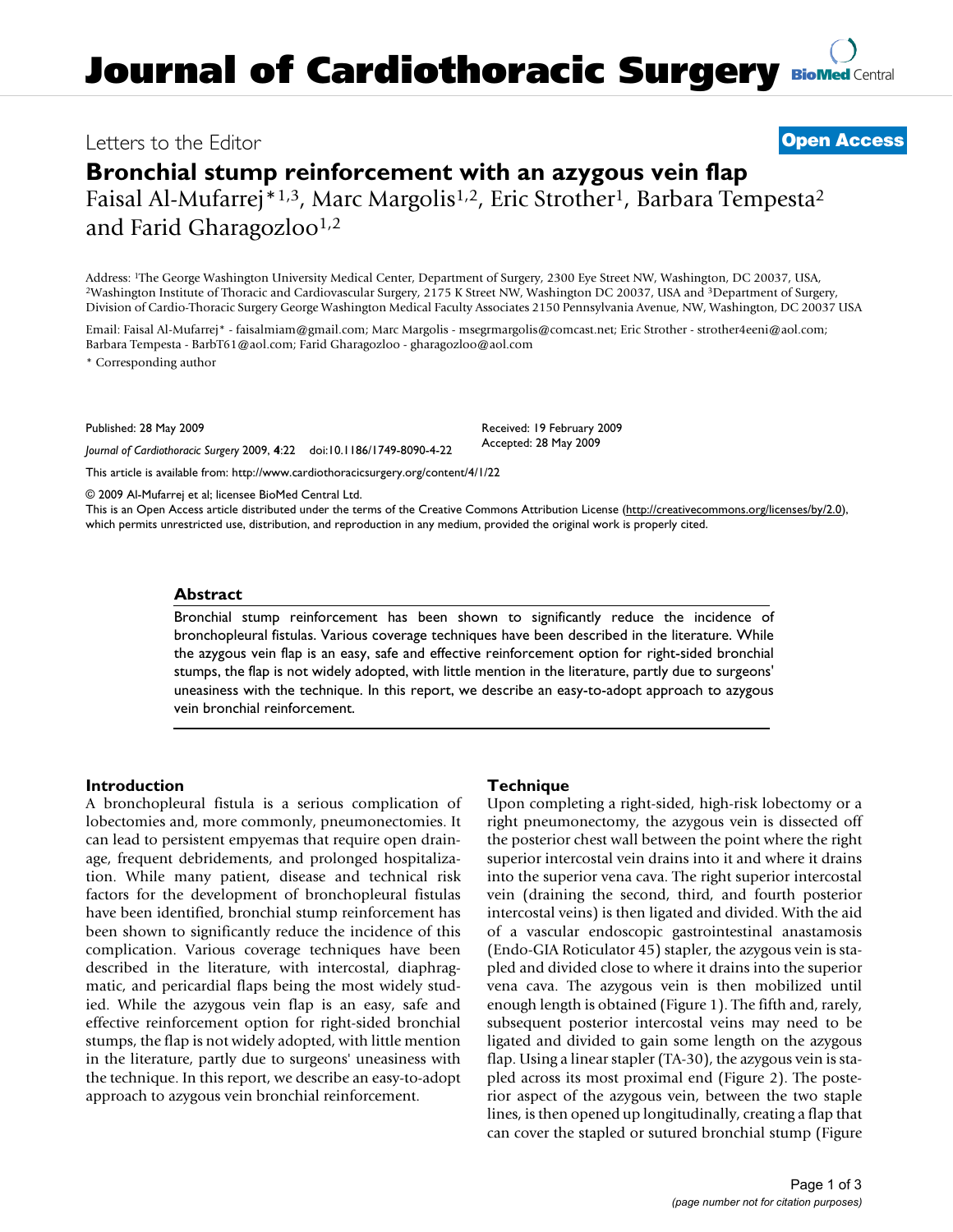# Journal of Cardiothoracic Surgery

Letters to the Editor

**Open Access**

## Bronchial stump reinforcement with an azygous vein flap

Faisal Al-Mufarrej*[1,3], Marc Margolis[1,2], Eric Strother[1], Barbara Tempesta[2] and Farid Gharagozloo[1,2]

Address: [1]The George Washington University Medical Center, Department of Surgery, 2300 Eye Street NW, Washington, DC 20037, USA, [2]Washington Institute of Thoracic and Cardiovascular Surgery, 2175 K Street NW, Washington DC 20037, USA and [3]Department of Surgery, Division of Cardio-Thoracic Surgery George Washington Medical Faculty Associates 2150 Pennsylvania Avenue, NW, Washington, DC 20037 USA

Email: Faisal Al-Mufarrej* - faisalmiam@gmail.com; Marc Margolis - msegrmargolis@comcast.net; Eric Strother - strother4eeni@aol.com; Barbara Tempesta - BarbT61@aol.com; Farid Gharagozloo - gharagozloo@aol.com

* Corresponding author

Published: 28 May 2009

*Journal of Cardiothoracic Surgery* 2009, **4**:22 doi:10.1186/1749-8090-4-22

Received: 19 February 2009
Accepted: 28 May 2009

This article is available from: http://www.cardiothoracicsurgery.org/content/4/1/22

© 2009 Al-Mufarrej et al; licensee BioMed Central Ltd.
This is an Open Access article distributed under the terms of the Creative Commons Attribution License (http://creativecommons.org/licenses/by/2.0), which permits unrestricted use, distribution, and reproduction in any medium, provided the original work is properly cited.

### Abstract

Bronchial stump reinforcement has been shown to significantly reduce the incidence of bronchopleural fistulas. Various coverage techniques have been described in the literature. While the azygous vein flap is an easy, safe and effective reinforcement option for right-sided bronchial stumps, the flap is not widely adopted, with little mention in the literature, partly due to surgeons' uneasiness with the technique. In this report, we describe an easy-to-adopt approach to azygous vein bronchial reinforcement.

### Introduction

A bronchopleural fistula is a serious complication of lobectomies and, more commonly, pneumonectomies. It can lead to persistent empyemas that require open drainage, frequent debridements, and prolonged hospitalization. While many patient, disease and technical risk factors for the development of bronchopleural fistulas have been identified, bronchial stump reinforcement has been shown to significantly reduce the incidence of this complication. Various coverage techniques have been described in the literature, with intercostal, diaphragmatic, and pericardial flaps being the most widely studied. While the azygous vein flap is an easy, safe and effective reinforcement option for right-sided bronchial stumps, the flap is not widely adopted, with little mention in the literature, partly due to surgeons' uneasiness with the technique. In this report, we describe an easy-to-adopt approach to azygous vein bronchial reinforcement.

### Technique

Upon completing a right-sided, high-risk lobectomy or a right pneumonectomy, the azygous vein is dissected off the posterior chest wall between the point where the right superior intercostal vein drains into it and where it drains into the superior vena cava. The right superior intercostal vein (draining the second, third, and fourth posterior intercostal veins) is then ligated and divided. With the aid of a vascular endoscopic gastrointestinal anastamosis (Endo-GIA Roticulator 45) stapler, the azygous vein is stapled and divided close to where it drains into the superior vena cava. The azygous vein is then mobilized until enough length is obtained (Figure 1). The fifth and, rarely, subsequent posterior intercostal veins may need to be ligated and divided to gain some length on the azygous flap. Using a linear stapler (TA-30), the azygous vein is stapled across its most proximal end (Figure 2). The posterior aspect of the azygous vein, between the two staple lines, is then opened up longitudinally, creating a flap that can cover the stapled or sutured bronchial stump (Figure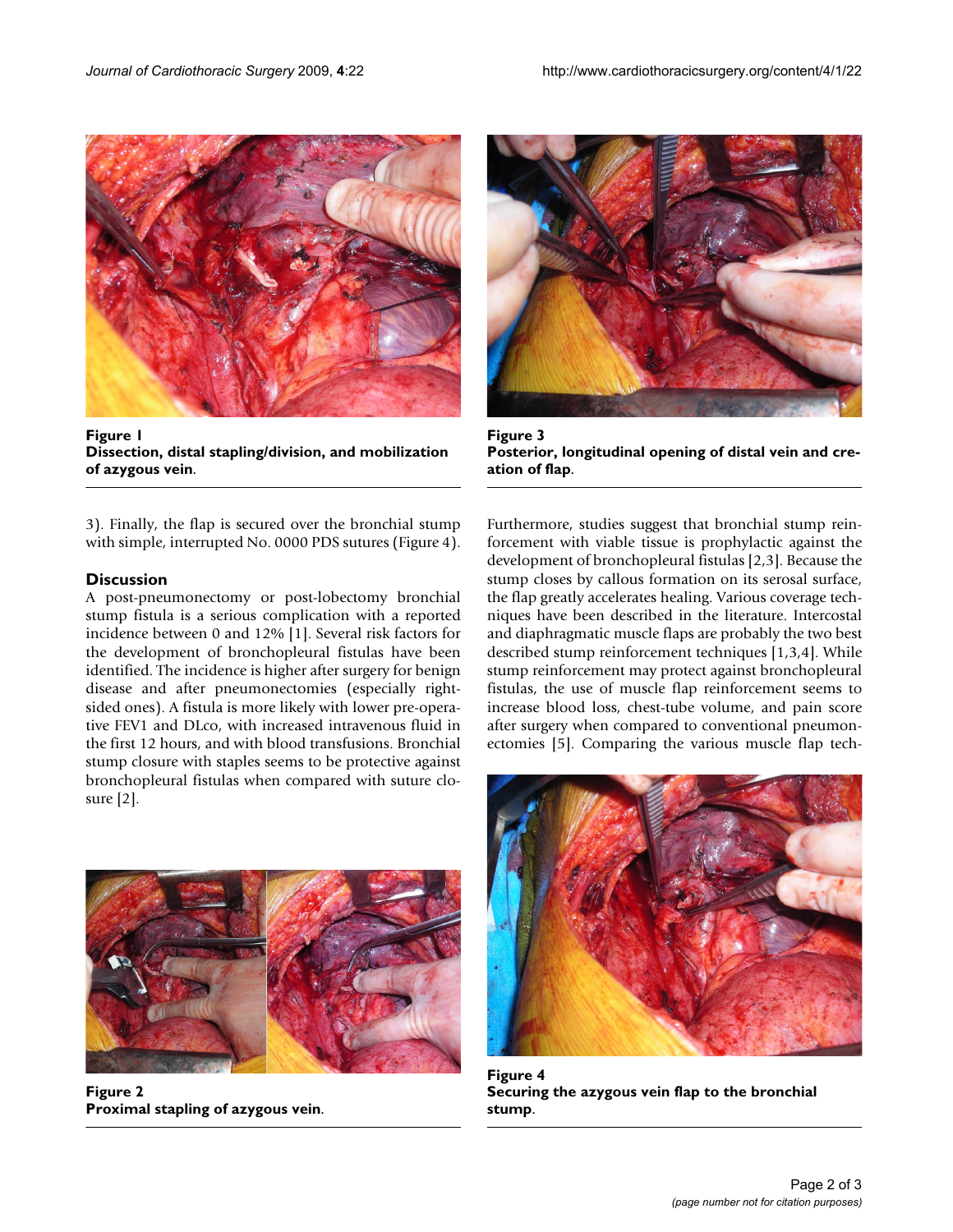**Figure 1**
**Dissection, distal stapling/division, and mobilization of azygous vein.**

**Figure 3**
**Posterior, longitudinal opening of distal vein and creation of flap.**

3). Finally, the flap is secured over the bronchial stump with simple, interrupted No. 0000 PDS sutures (Figure 4).

## Discussion

A post-pneumonectomy or post-lobectomy bronchial stump fistula is a serious complication with a reported incidence between 0 and 12% [1]. Several risk factors for the development of bronchopleural fistulas have been identified. The incidence is higher after surgery for benign disease and after pneumonectomies (especially right-sided ones). A fistula is more likely with lower pre-operative FEV1 and DLco, with increased intravenous fluid in the first 12 hours, and with blood transfusions. Bronchial stump closure with staples seems to be protective against bronchopleural fistulas when compared with suture closure [2].

Furthermore, studies suggest that bronchial stump reinforcement with viable tissue is prophylactic against the development of bronchopleural fistulas [2,3]. Because the stump closes by callous formation on its serosal surface, the flap greatly accelerates healing. Various coverage techniques have been described in the literature. Intercostal and diaphragmatic muscle flaps are probably the two best described stump reinforcement techniques [1,3,4]. While stump reinforcement may protect against bronchopleural fistulas, the use of muscle flap reinforcement seems to increase blood loss, chest-tube volume, and pain score after surgery when compared to conventional pneumonectomies [5]. Comparing the various muscle flap tech-

**Figure 2**
**Proximal stapling of azygous vein.**

**Figure 4**
**Securing the azygous vein flap to the bronchial stump.**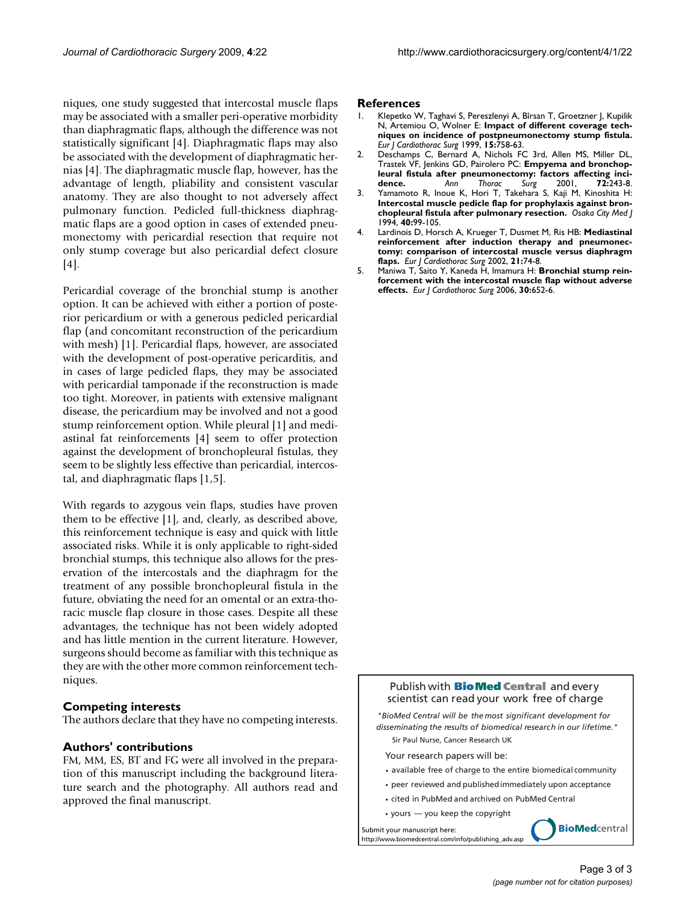niques, one study suggested that intercostal muscle flaps may be associated with a smaller peri-operative morbidity than diaphragmatic flaps, although the difference was not statistically significant [4]. Diaphragmatic flaps may also be associated with the development of diaphragmatic hernias [4]. The diaphragmatic muscle flap, however, has the advantage of length, pliability and consistent vascular anatomy. They are also thought to not adversely affect pulmonary function. Pedicled full-thickness diaphragmatic flaps are a good option in cases of extended pneumonectomy with pericardial resection that require not only stump coverage but also pericardial defect closure [4].

Pericardial coverage of the bronchial stump is another option. It can be achieved with either a portion of posterior pericardium or with a generous pedicled pericardial flap (and concomitant reconstruction of the pericardium with mesh) [1]. Pericardial flaps, however, are associated with the development of post-operative pericarditis, and in cases of large pedicled flaps, they may be associated with pericardial tamponade if the reconstruction is made too tight. Moreover, in patients with extensive malignant disease, the pericardium may be involved and not a good stump reinforcement option. While pleural [1] and mediastinal fat reinforcements [4] seem to offer protection against the development of bronchopleural fistulas, they seem to be slightly less effective than pericardial, intercostal, and diaphragmatic flaps [1,5].

With regards to azygous vein flaps, studies have proven them to be effective [1], and, clearly, as described above, this reinforcement technique is easy and quick with little associated risks. While it is only applicable to right-sided bronchial stumps, this technique also allows for the preservation of the intercostals and the diaphragm for the treatment of any possible bronchopleural fistula in the future, obviating the need for an omental or an extra-thoracic muscle flap closure in those cases. Despite all these advantages, the technique has not been widely adopted and has little mention in the current literature. However, surgeons should become as familiar with this technique as they are with the other more common reinforcement techniques.

## Competing interests

The authors declare that they have no competing interests.

## Authors' contributions

FM, MM, ES, BT and FG were all involved in the preparation of this manuscript including the background literature search and the photography. All authors read and approved the final manuscript.

## References

1. Klepetko W, Taghavi S, Pereszlenyi A, Bîrsan T, Groetzner J, Kupilik N, Artemiou O, Wolner E: **Impact of different coverage techniques on incidence of postpneumonectomy stump fistula.** *Eur J Cardiothorac Surg* 1999, **15:**758-63.
2. Deschamps C, Bernard A, Nichols FC 3rd, Allen MS, Miller DL, Trastek VF, Jenkins GD, Pairolero PC: **Empyema and bronchopleural fistula after pneumonectomy: factors affecting incidence.** *Ann Thorac Surg* 2001, **72:**243-8.
3. Yamamoto R, Inoue K, Hori T, Takehara S, Kaji M, Kinoshita H: **Intercostal muscle pedicle flap for prophylaxis against bronchopleural fistula after pulmonary resection.** *Osaka City Med J* 1994, **40:**99-105.
4. Lardinois D, Horsch A, Krueger T, Dusmet M, Ris HB: **Mediastinal reinforcement after induction therapy and pneumonectomy: comparison of intercostal muscle versus diaphragm flaps.** *Eur J Cardiothorac Surg* 2002, **21:**74-8.
5. Maniwa T, Saito Y, Kaneda H, Imamura H: **Bronchial stump reinforcement with the intercostal muscle flap without adverse effects.** *Eur J Cardiothorac Surg* 2006, **30:**652-6.

Publish with **BioMed Central** and every scientist can read your work free of charge

*"BioMed Central will be the most significant development for disseminating the results of biomedical research in our lifetime."*
Sir Paul Nurse, Cancer Research UK

Your research papers will be:

- available free of charge to the entire biomedical community
- peer reviewed and published immediately upon acceptance
- cited in PubMed and archived on PubMed Central
- yours — you keep the copyright

Submit your manuscript here:
http://www.biomedcentral.com/info/publishing_adv.asp

BioMedcentral